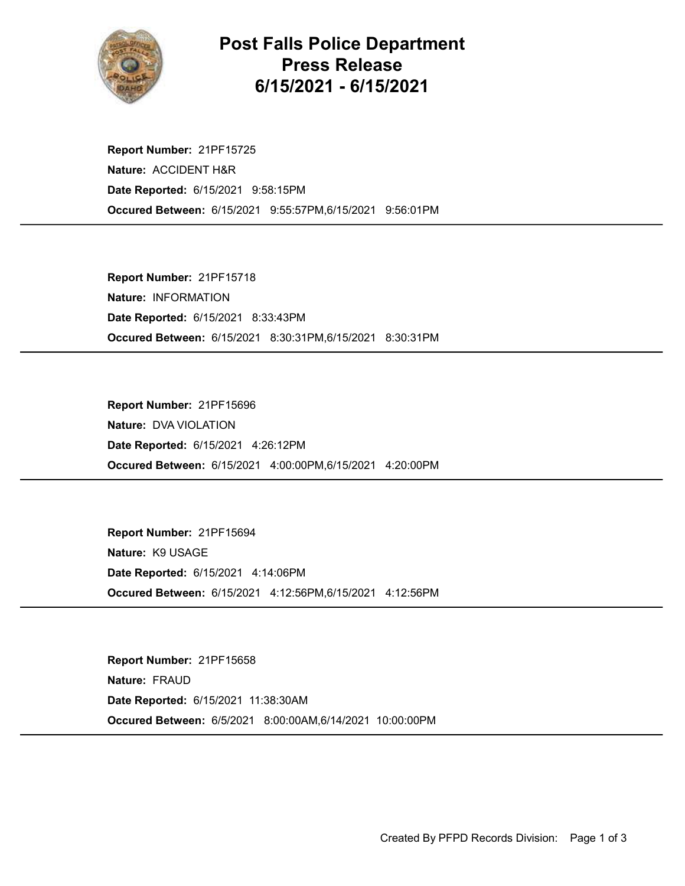# Post Falls Police Department
# Press Release
# 6/15/2021 - 6/15/2021

**Report Number:** 21PF15725
**Nature:** ACCIDENT H&R
**Date Reported:** 6/15/2021 9:58:15PM
**Occured Between:** 6/15/2021 9:55:57PM,6/15/2021 9:56:01PM

---

**Report Number:** 21PF15718
**Nature:** INFORMATION
**Date Reported:** 6/15/2021 8:33:43PM
**Occured Between:** 6/15/2021 8:30:31PM,6/15/2021 8:30:31PM

---

**Report Number:** 21PF15696
**Nature:** DVA VIOLATION
**Date Reported:** 6/15/2021 4:26:12PM
**Occured Between:** 6/15/2021 4:00:00PM,6/15/2021 4:20:00PM

---

**Report Number:** 21PF15694
**Nature:** K9 USAGE
**Date Reported:** 6/15/2021 4:14:06PM
**Occured Between:** 6/15/2021 4:12:56PM,6/15/2021 4:12:56PM

---

**Report Number:** 21PF15658
**Nature:** FRAUD
**Date Reported:** 6/15/2021 11:38:30AM
**Occured Between:** 6/5/2021 8:00:00AM,6/14/2021 10:00:00PM

---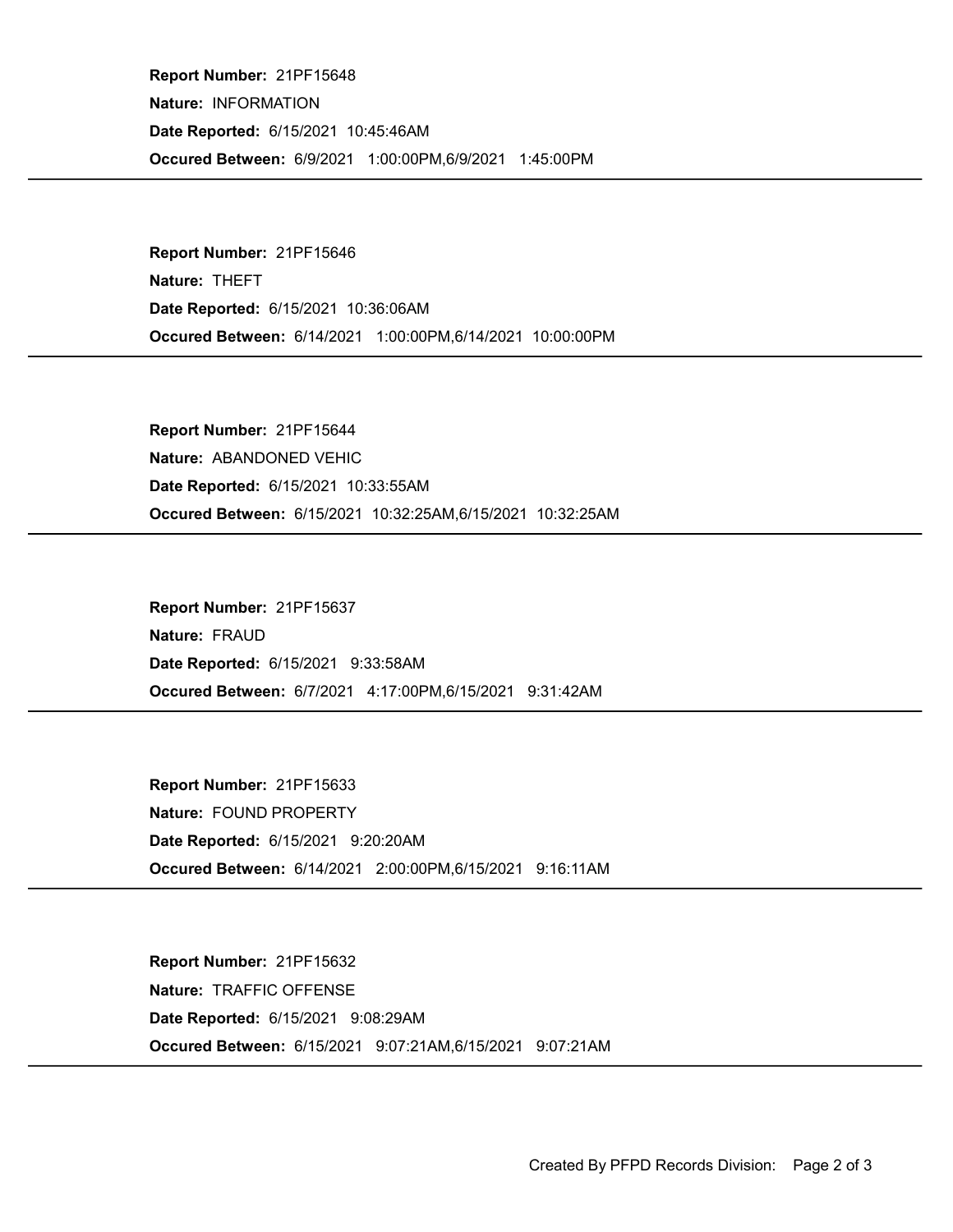**Report Number:** 21PF15648
**Nature:** INFORMATION
**Date Reported:** 6/15/2021 10:45:46AM
**Occured Between:** 6/9/2021 1:00:00PM,6/9/2021 1:45:00PM

---

**Report Number:** 21PF15646
**Nature:** THEFT
**Date Reported:** 6/15/2021 10:36:06AM
**Occured Between:** 6/14/2021 1:00:00PM,6/14/2021 10:00:00PM

---

**Report Number:** 21PF15644
**Nature:** ABANDONED VEHIC
**Date Reported:** 6/15/2021 10:33:55AM
**Occured Between:** 6/15/2021 10:32:25AM,6/15/2021 10:32:25AM

---

**Report Number:** 21PF15637
**Nature:** FRAUD
**Date Reported:** 6/15/2021 9:33:58AM
**Occured Between:** 6/7/2021 4:17:00PM,6/15/2021 9:31:42AM

---

**Report Number:** 21PF15633
**Nature:** FOUND PROPERTY
**Date Reported:** 6/15/2021 9:20:20AM
**Occured Between:** 6/14/2021 2:00:00PM,6/15/2021 9:16:11AM

---

**Report Number:** 21PF15632
**Nature:** TRAFFIC OFFENSE
**Date Reported:** 6/15/2021 9:08:29AM
**Occured Between:** 6/15/2021 9:07:21AM,6/15/2021 9:07:21AM

---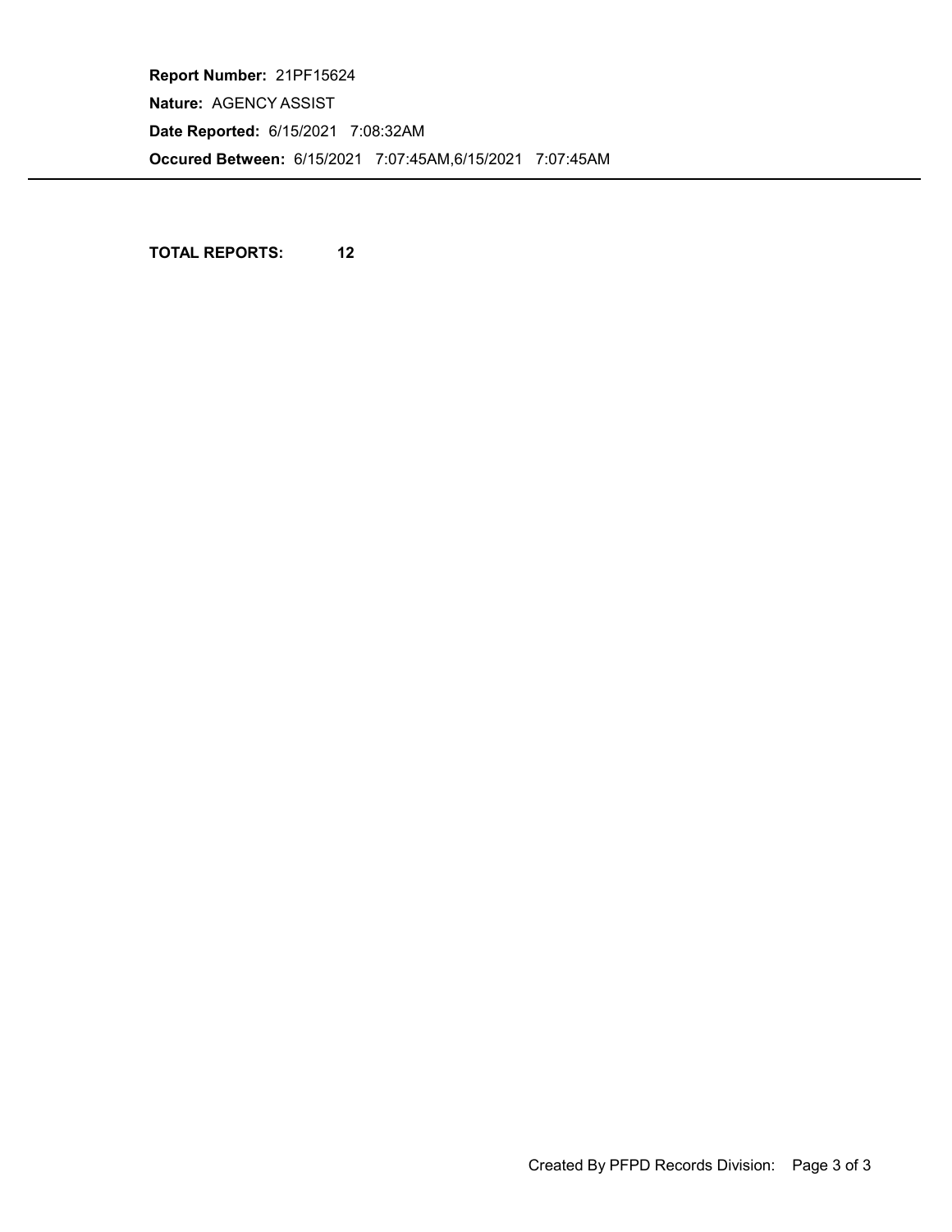**Report Number:** 21PF15624

**Nature:** AGENCY ASSIST

**Date Reported:** 6/15/2021 7:08:32AM

**Occured Between:** 6/15/2021 7:07:45AM,6/15/2021 7:07:45AM

---

**TOTAL REPORTS: 12**